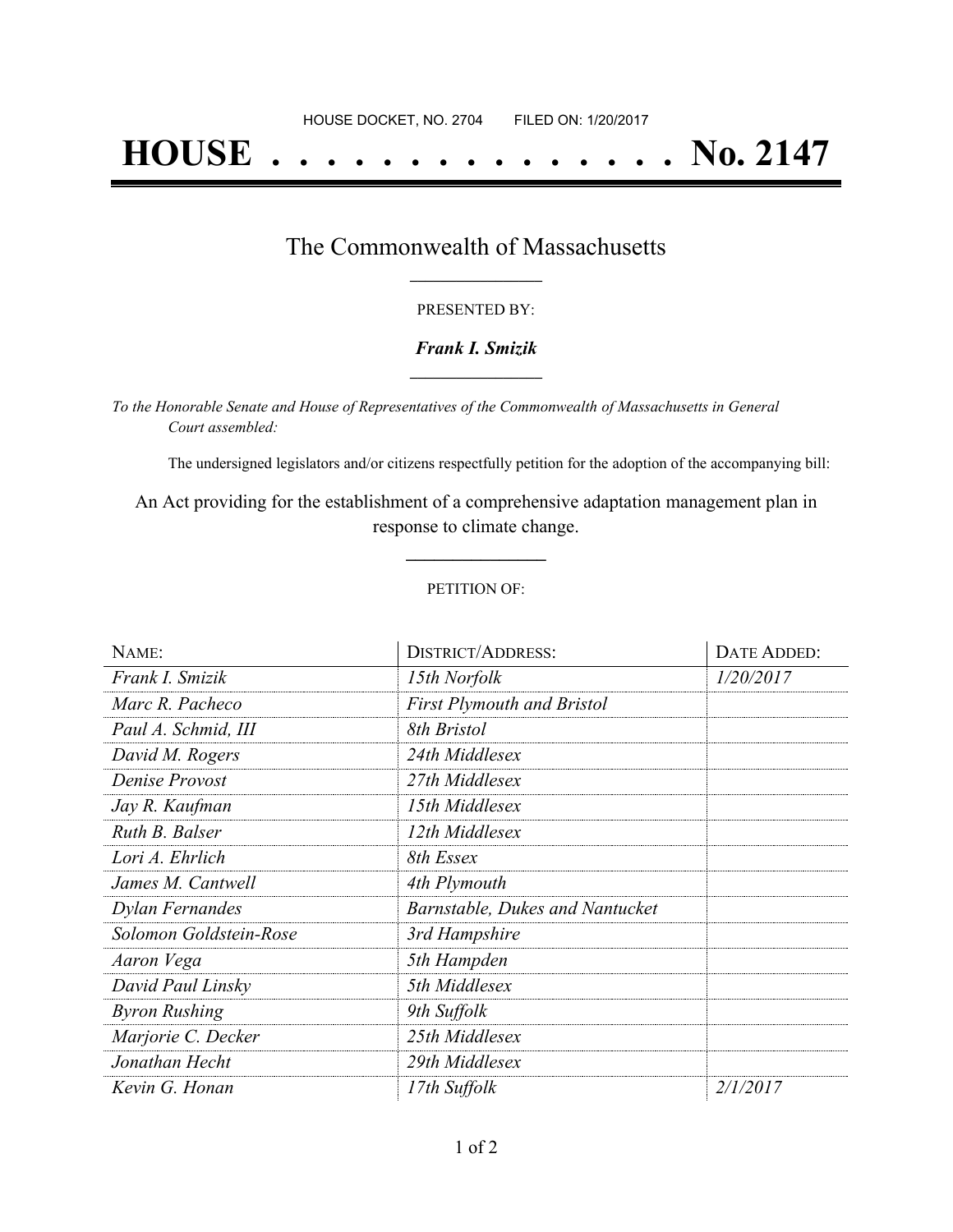HOUSE DOCKET, NO. 2704        FILED ON: 1/20/2017

# HOUSE . . . . . . . . . . . . . . . No. 2147

## The Commonwealth of Massachusetts

PRESENTED BY:

***Frank I. Smizik***

*To the Honorable Senate and House of Representatives of the Commonwealth of Massachusetts in General Court assembled:*

The undersigned legislators and/or citizens respectfully petition for the adoption of the accompanying bill:

An Act providing for the establishment of a comprehensive adaptation management plan in response to climate change.

PETITION OF:

| NAME: | DISTRICT/ADDRESS: | DATE ADDED: |
|---|---|---|
| *Frank I. Smizik* | *15th Norfolk* | *1/20/2017* |
| *Marc R. Pacheco* | *First Plymouth and Bristol* | |
| *Paul A. Schmid, III* | *8th Bristol* | |
| *David M. Rogers* | *24th Middlesex* | |
| *Denise Provost* | *27th Middlesex* | |
| *Jay R. Kaufman* | *15th Middlesex* | |
| *Ruth B. Balser* | *12th Middlesex* | |
| *Lori A. Ehrlich* | *8th Essex* | |
| *James M. Cantwell* | *4th Plymouth* | |
| *Dylan Fernandes* | *Barnstable, Dukes and Nantucket* | |
| *Solomon Goldstein-Rose* | *3rd Hampshire* | |
| *Aaron Vega* | *5th Hampden* | |
| *David Paul Linsky* | *5th Middlesex* | |
| *Byron Rushing* | *9th Suffolk* | |
| *Marjorie C. Decker* | *25th Middlesex* | |
| *Jonathan Hecht* | *29th Middlesex* | |
| *Kevin G. Honan* | *17th Suffolk* | *2/1/2017* |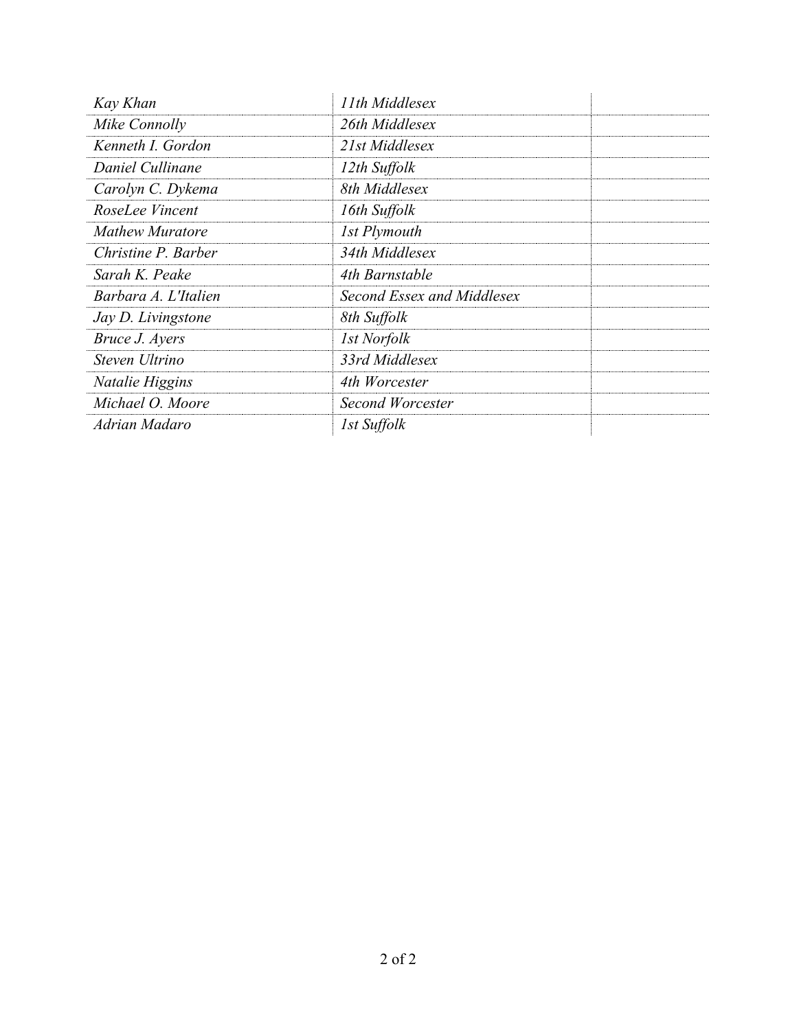| | | |
|---|---|---|
| *Kay Khan* | *11th Middlesex* | |
| *Mike Connolly* | *26th Middlesex* | |
| *Kenneth I. Gordon* | *21st Middlesex* | |
| *Daniel Cullinane* | *12th Suffolk* | |
| *Carolyn C. Dykema* | *8th Middlesex* | |
| *RoseLee Vincent* | *16th Suffolk* | |
| *Mathew Muratore* | *1st Plymouth* | |
| *Christine P. Barber* | *34th Middlesex* | |
| *Sarah K. Peake* | *4th Barnstable* | |
| *Barbara A. L'Italien* | *Second Essex and Middlesex* | |
| *Jay D. Livingstone* | *8th Suffolk* | |
| *Bruce J. Ayers* | *1st Norfolk* | |
| *Steven Ultrino* | *33rd Middlesex* | |
| *Natalie Higgins* | *4th Worcester* | |
| *Michael O. Moore* | *Second Worcester* | |
| *Adrian Madaro* | *1st Suffolk* | |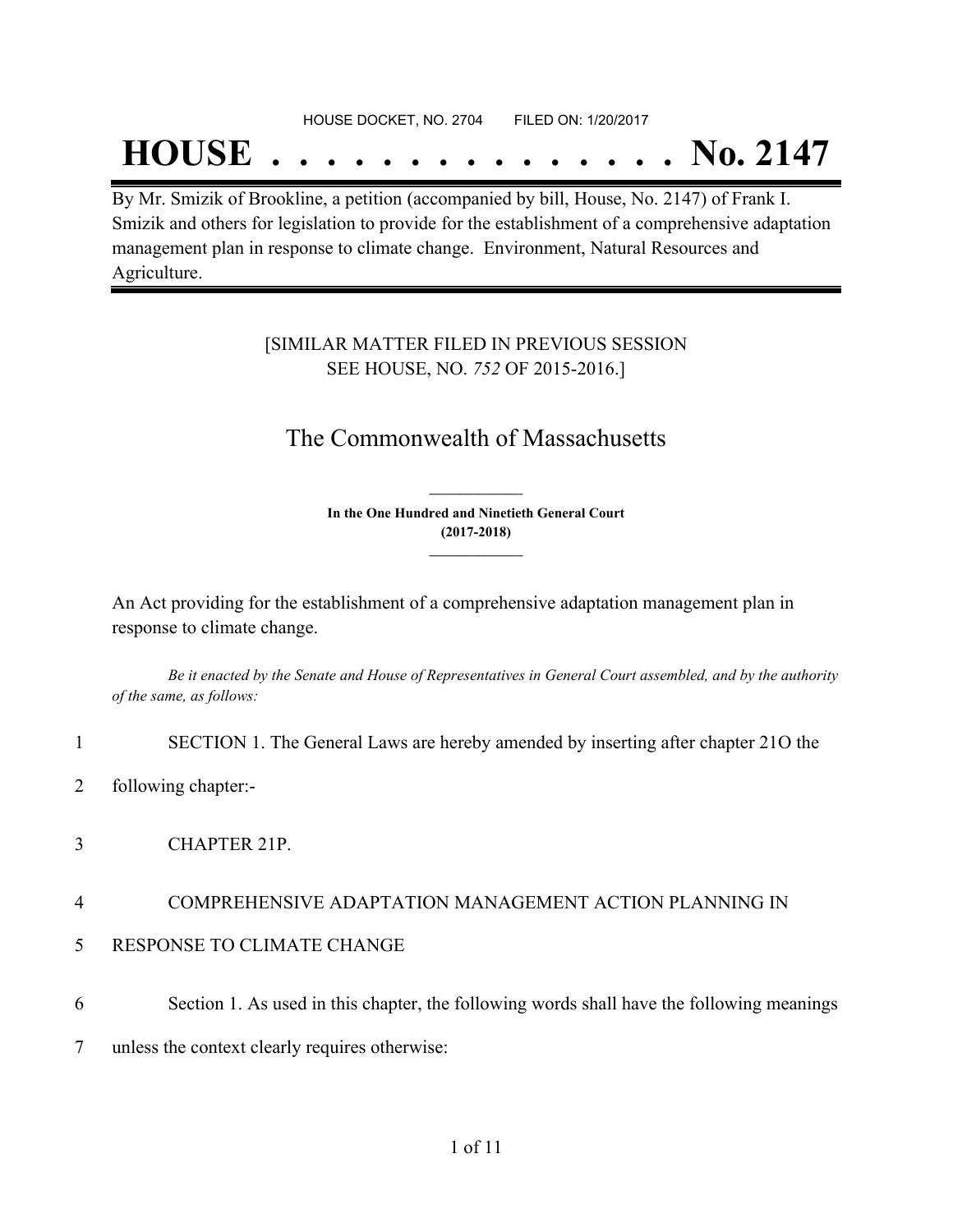HOUSE DOCKET, NO. 2704 FILED ON: 1/20/2017

# HOUSE . . . . . . . . . . . . . . . No. 2147

By Mr. Smizik of Brookline, a petition (accompanied by bill, House, No. 2147) of Frank I. Smizik and others for legislation to provide for the establishment of a comprehensive adaptation management plan in response to climate change. Environment, Natural Resources and Agriculture.

[SIMILAR MATTER FILED IN PREVIOUS SESSION SEE HOUSE, NO. *752* OF 2015-2016.]

## The Commonwealth of Massachusetts

**In the One Hundred and Ninetieth General Court (2017-2018)**

An Act providing for the establishment of a comprehensive adaptation management plan in response to climate change.

*Be it enacted by the Senate and House of Representatives in General Court assembled, and by the authority of the same, as follows:*

1 SECTION 1. The General Laws are hereby amended by inserting after chapter 21O the

2 following chapter:-

3 CHAPTER 21P.

4 COMPREHENSIVE ADAPTATION MANAGEMENT ACTION PLANNING IN

5 RESPONSE TO CLIMATE CHANGE

6 Section 1. As used in this chapter, the following words shall have the following meanings

7 unless the context clearly requires otherwise: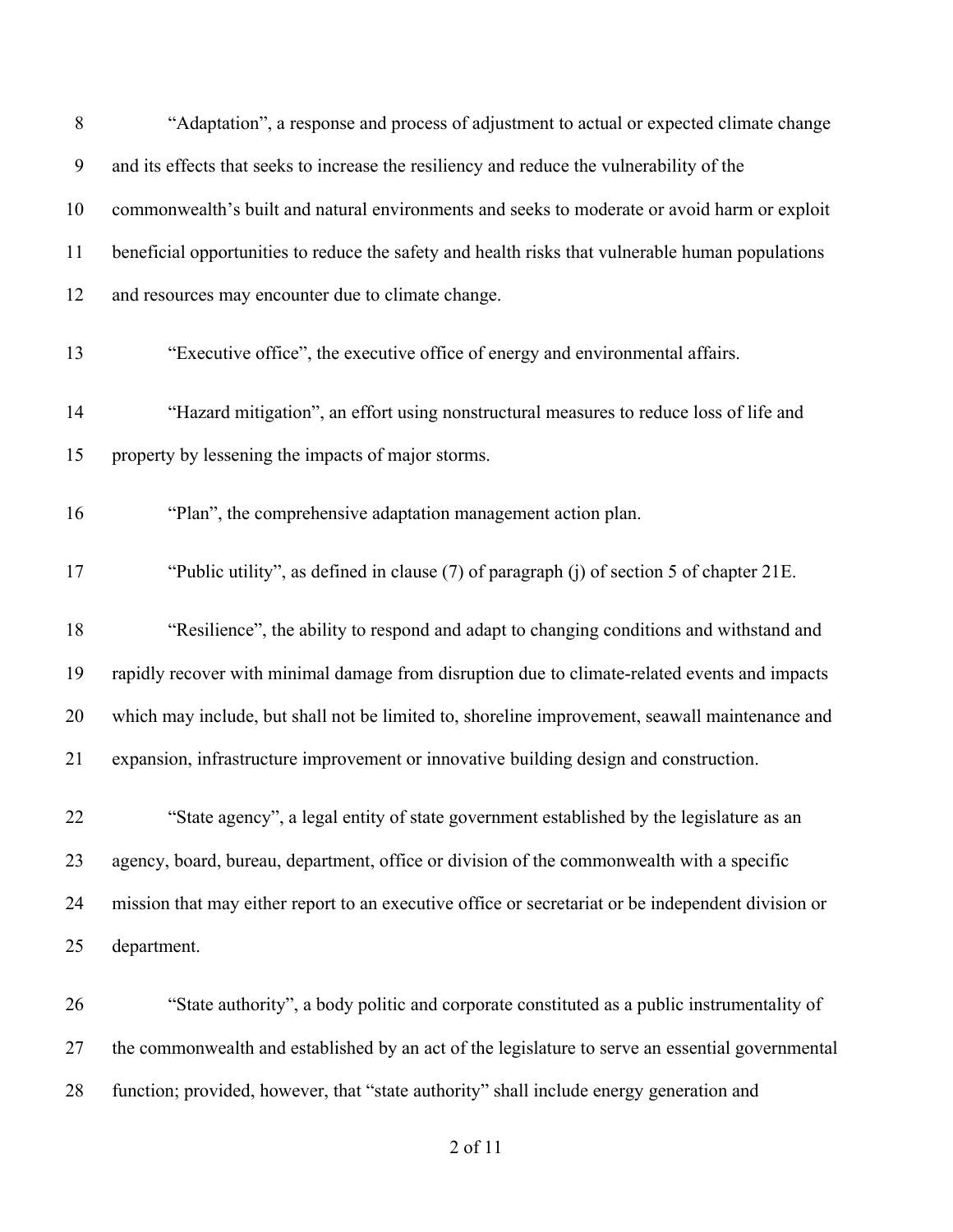"Adaptation", a response and process of adjustment to actual or expected climate change and its effects that seeks to increase the resiliency and reduce the vulnerability of the commonwealth's built and natural environments and seeks to moderate or avoid harm or exploit beneficial opportunities to reduce the safety and health risks that vulnerable human populations and resources may encounter due to climate change.

"Executive office", the executive office of energy and environmental affairs.

"Hazard mitigation", an effort using nonstructural measures to reduce loss of life and property by lessening the impacts of major storms.

"Plan", the comprehensive adaptation management action plan.

"Public utility", as defined in clause (7) of paragraph (j) of section 5 of chapter 21E.

"Resilience", the ability to respond and adapt to changing conditions and withstand and rapidly recover with minimal damage from disruption due to climate-related events and impacts which may include, but shall not be limited to, shoreline improvement, seawall maintenance and expansion, infrastructure improvement or innovative building design and construction.

"State agency", a legal entity of state government established by the legislature as an agency, board, bureau, department, office or division of the commonwealth with a specific mission that may either report to an executive office or secretariat or be independent division or department.

"State authority", a body politic and corporate constituted as a public instrumentality of the commonwealth and established by an act of the legislature to serve an essential governmental function; provided, however, that "state authority" shall include energy generation and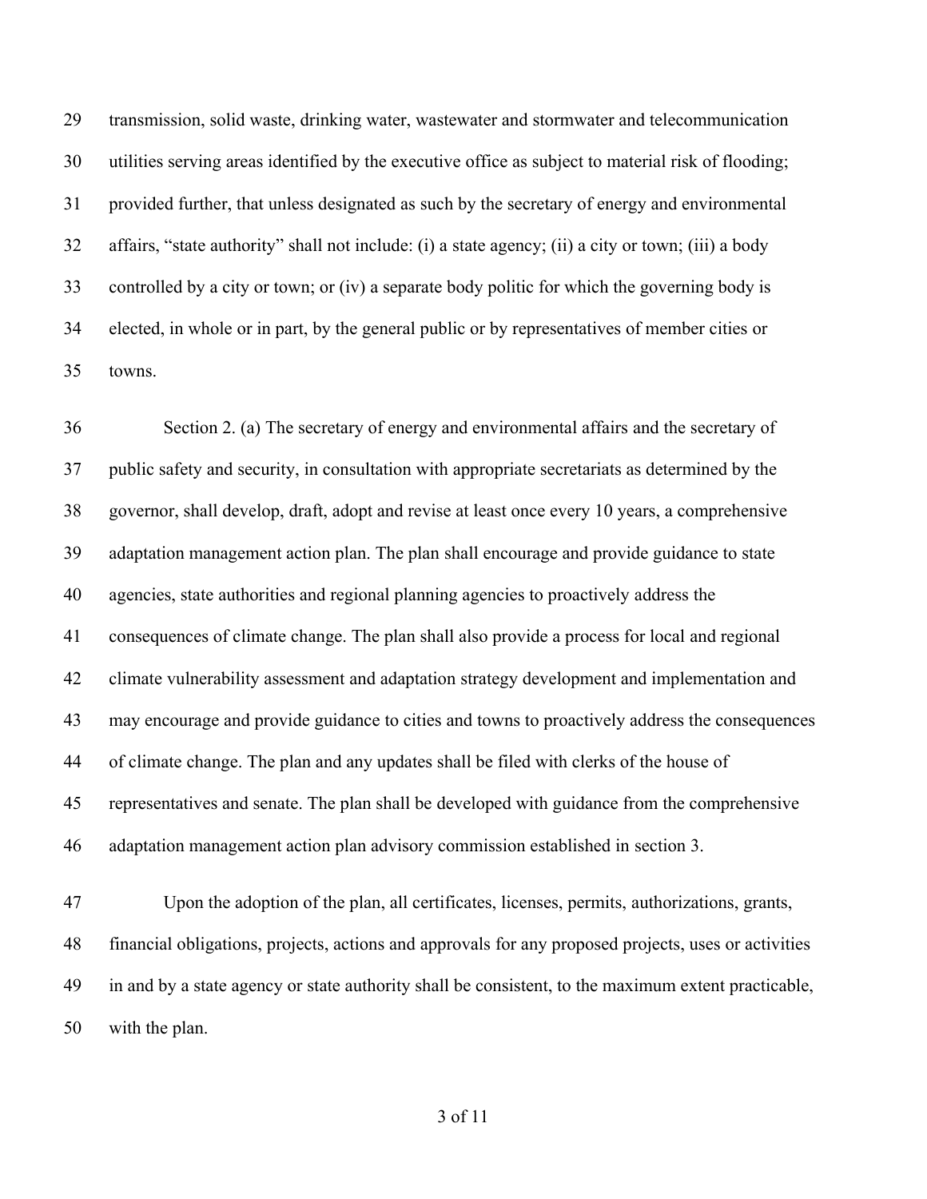transmission, solid waste, drinking water, wastewater and stormwater and telecommunication utilities serving areas identified by the executive office as subject to material risk of flooding; provided further, that unless designated as such by the secretary of energy and environmental affairs, "state authority" shall not include: (i) a state agency; (ii) a city or town; (iii) a body controlled by a city or town; or (iv) a separate body politic for which the governing body is elected, in whole or in part, by the general public or by representatives of member cities or towns.

Section 2. (a) The secretary of energy and environmental affairs and the secretary of public safety and security, in consultation with appropriate secretariats as determined by the governor, shall develop, draft, adopt and revise at least once every 10 years, a comprehensive adaptation management action plan. The plan shall encourage and provide guidance to state agencies, state authorities and regional planning agencies to proactively address the consequences of climate change. The plan shall also provide a process for local and regional climate vulnerability assessment and adaptation strategy development and implementation and may encourage and provide guidance to cities and towns to proactively address the consequences of climate change. The plan and any updates shall be filed with clerks of the house of representatives and senate. The plan shall be developed with guidance from the comprehensive adaptation management action plan advisory commission established in section 3.

Upon the adoption of the plan, all certificates, licenses, permits, authorizations, grants, financial obligations, projects, actions and approvals for any proposed projects, uses or activities in and by a state agency or state authority shall be consistent, to the maximum extent practicable, with the plan.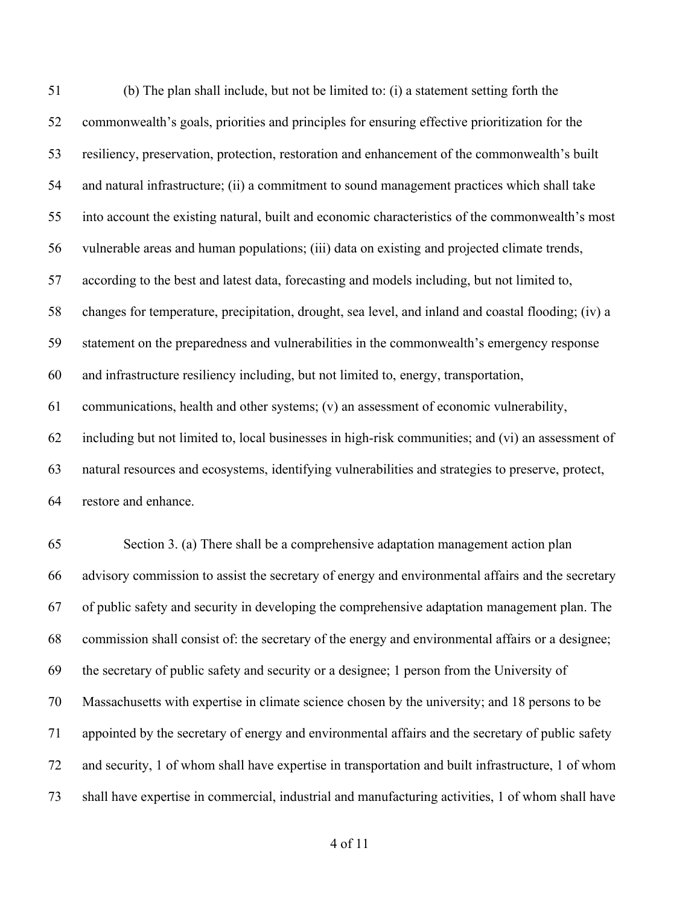(b) The plan shall include, but not be limited to: (i) a statement setting forth the commonwealth's goals, priorities and principles for ensuring effective prioritization for the resiliency, preservation, protection, restoration and enhancement of the commonwealth's built and natural infrastructure; (ii) a commitment to sound management practices which shall take into account the existing natural, built and economic characteristics of the commonwealth's most vulnerable areas and human populations; (iii) data on existing and projected climate trends, according to the best and latest data, forecasting and models including, but not limited to, changes for temperature, precipitation, drought, sea level, and inland and coastal flooding; (iv) a statement on the preparedness and vulnerabilities in the commonwealth's emergency response and infrastructure resiliency including, but not limited to, energy, transportation, communications, health and other systems; (v) an assessment of economic vulnerability, including but not limited to, local businesses in high-risk communities; and (vi) an assessment of natural resources and ecosystems, identifying vulnerabilities and strategies to preserve, protect, restore and enhance.

Section 3. (a) There shall be a comprehensive adaptation management action plan advisory commission to assist the secretary of energy and environmental affairs and the secretary of public safety and security in developing the comprehensive adaptation management plan. The commission shall consist of: the secretary of the energy and environmental affairs or a designee; the secretary of public safety and security or a designee; 1 person from the University of Massachusetts with expertise in climate science chosen by the university; and 18 persons to be appointed by the secretary of energy and environmental affairs and the secretary of public safety and security, 1 of whom shall have expertise in transportation and built infrastructure, 1 of whom shall have expertise in commercial, industrial and manufacturing activities, 1 of whom shall have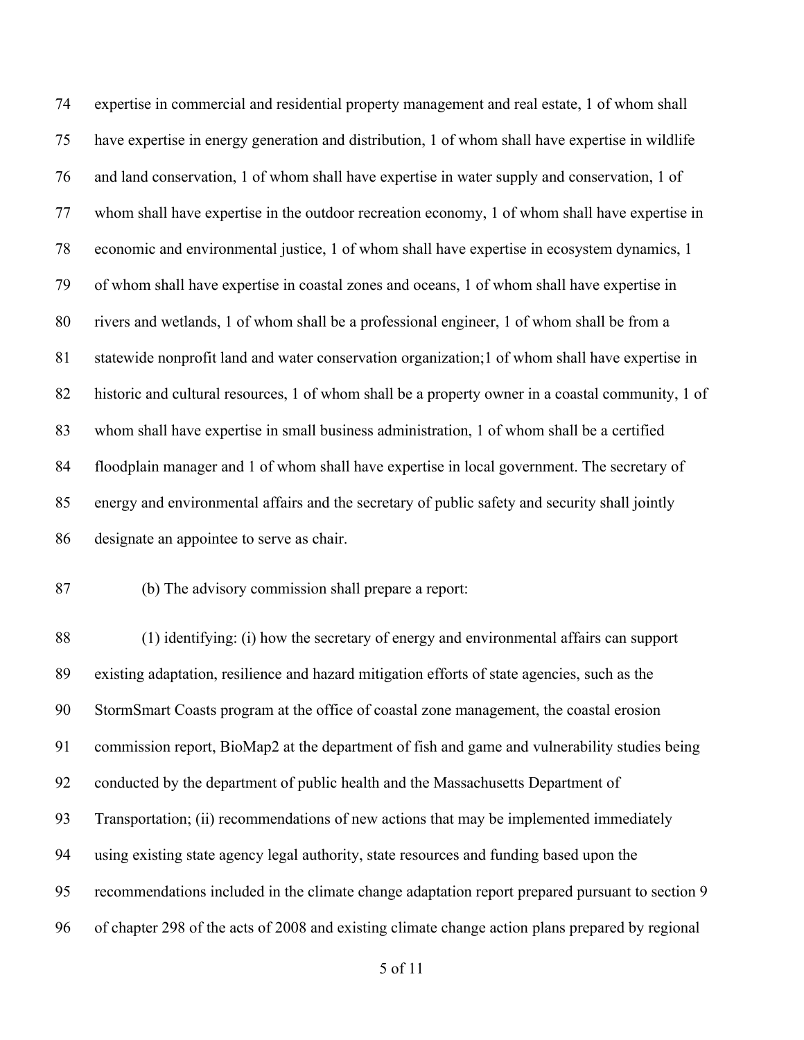expertise in commercial and residential property management and real estate, 1 of whom shall have expertise in energy generation and distribution, 1 of whom shall have expertise in wildlife and land conservation, 1 of whom shall have expertise in water supply and conservation, 1 of whom shall have expertise in the outdoor recreation economy, 1 of whom shall have expertise in economic and environmental justice, 1 of whom shall have expertise in ecosystem dynamics, 1 of whom shall have expertise in coastal zones and oceans, 1 of whom shall have expertise in rivers and wetlands, 1 of whom shall be a professional engineer, 1 of whom shall be from a statewide nonprofit land and water conservation organization;1 of whom shall have expertise in historic and cultural resources, 1 of whom shall be a property owner in a coastal community, 1 of whom shall have expertise in small business administration, 1 of whom shall be a certified floodplain manager and 1 of whom shall have expertise in local government. The secretary of energy and environmental affairs and the secretary of public safety and security shall jointly designate an appointee to serve as chair.

(b) The advisory commission shall prepare a report:

(1) identifying: (i) how the secretary of energy and environmental affairs can support existing adaptation, resilience and hazard mitigation efforts of state agencies, such as the StormSmart Coasts program at the office of coastal zone management, the coastal erosion commission report, BioMap2 at the department of fish and game and vulnerability studies being conducted by the department of public health and the Massachusetts Department of Transportation; (ii) recommendations of new actions that may be implemented immediately using existing state agency legal authority, state resources and funding based upon the recommendations included in the climate change adaptation report prepared pursuant to section 9 of chapter 298 of the acts of 2008 and existing climate change action plans prepared by regional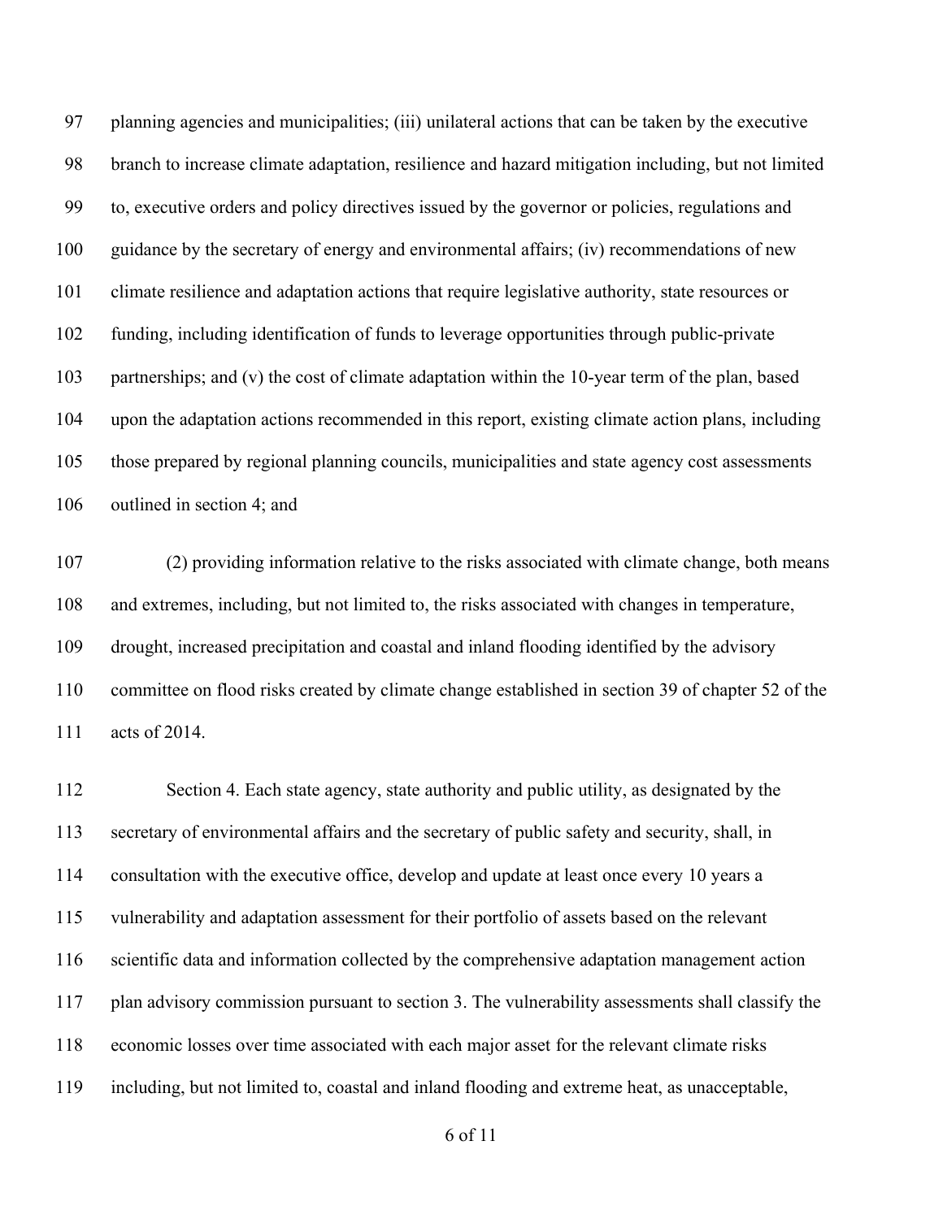planning agencies and municipalities; (iii) unilateral actions that can be taken by the executive branch to increase climate adaptation, resilience and hazard mitigation including, but not limited to, executive orders and policy directives issued by the governor or policies, regulations and guidance by the secretary of energy and environmental affairs; (iv) recommendations of new climate resilience and adaptation actions that require legislative authority, state resources or funding, including identification of funds to leverage opportunities through public-private partnerships; and (v) the cost of climate adaptation within the 10-year term of the plan, based upon the adaptation actions recommended in this report, existing climate action plans, including those prepared by regional planning councils, municipalities and state agency cost assessments outlined in section 4; and

(2) providing information relative to the risks associated with climate change, both means and extremes, including, but not limited to, the risks associated with changes in temperature, drought, increased precipitation and coastal and inland flooding identified by the advisory committee on flood risks created by climate change established in section 39 of chapter 52 of the acts of 2014.

Section 4. Each state agency, state authority and public utility, as designated by the secretary of environmental affairs and the secretary of public safety and security, shall, in consultation with the executive office, develop and update at least once every 10 years a vulnerability and adaptation assessment for their portfolio of assets based on the relevant scientific data and information collected by the comprehensive adaptation management action plan advisory commission pursuant to section 3. The vulnerability assessments shall classify the economic losses over time associated with each major asset for the relevant climate risks including, but not limited to, coastal and inland flooding and extreme heat, as unacceptable,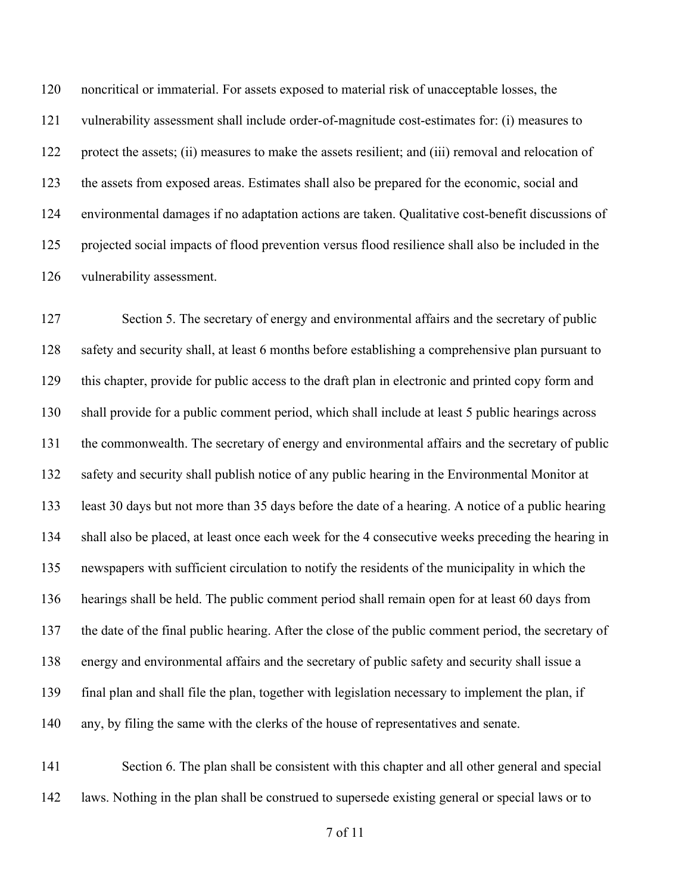noncritical or immaterial. For assets exposed to material risk of unacceptable losses, the vulnerability assessment shall include order-of-magnitude cost-estimates for: (i) measures to protect the assets; (ii) measures to make the assets resilient; and (iii) removal and relocation of the assets from exposed areas. Estimates shall also be prepared for the economic, social and environmental damages if no adaptation actions are taken. Qualitative cost-benefit discussions of projected social impacts of flood prevention versus flood resilience shall also be included in the vulnerability assessment.

Section 5. The secretary of energy and environmental affairs and the secretary of public safety and security shall, at least 6 months before establishing a comprehensive plan pursuant to this chapter, provide for public access to the draft plan in electronic and printed copy form and shall provide for a public comment period, which shall include at least 5 public hearings across the commonwealth. The secretary of energy and environmental affairs and the secretary of public safety and security shall publish notice of any public hearing in the Environmental Monitor at least 30 days but not more than 35 days before the date of a hearing. A notice of a public hearing shall also be placed, at least once each week for the 4 consecutive weeks preceding the hearing in newspapers with sufficient circulation to notify the residents of the municipality in which the hearings shall be held. The public comment period shall remain open for at least 60 days from the date of the final public hearing. After the close of the public comment period, the secretary of energy and environmental affairs and the secretary of public safety and security shall issue a final plan and shall file the plan, together with legislation necessary to implement the plan, if any, by filing the same with the clerks of the house of representatives and senate.

Section 6. The plan shall be consistent with this chapter and all other general and special laws. Nothing in the plan shall be construed to supersede existing general or special laws or to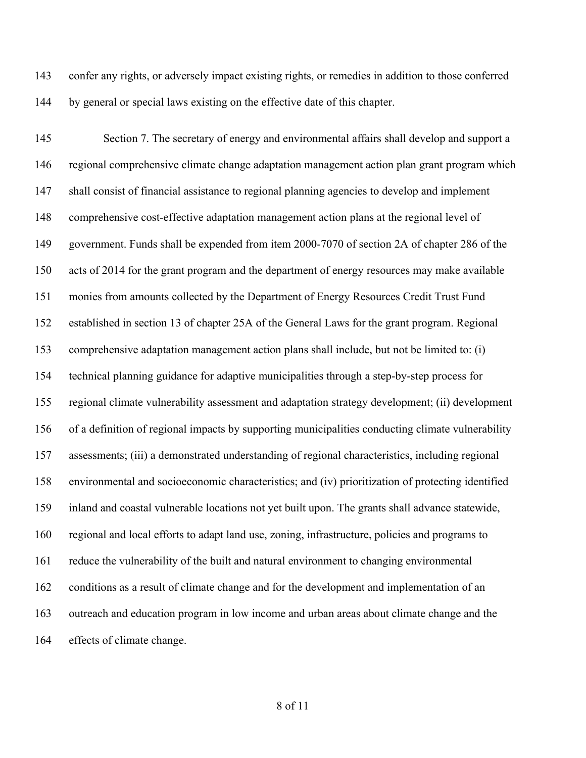confer any rights, or adversely impact existing rights, or remedies in addition to those conferred by general or special laws existing on the effective date of this chapter.

Section 7. The secretary of energy and environmental affairs shall develop and support a regional comprehensive climate change adaptation management action plan grant program which shall consist of financial assistance to regional planning agencies to develop and implement comprehensive cost-effective adaptation management action plans at the regional level of government. Funds shall be expended from item 2000-7070 of section 2A of chapter 286 of the acts of 2014 for the grant program and the department of energy resources may make available monies from amounts collected by the Department of Energy Resources Credit Trust Fund established in section 13 of chapter 25A of the General Laws for the grant program. Regional comprehensive adaptation management action plans shall include, but not be limited to: (i) technical planning guidance for adaptive municipalities through a step-by-step process for regional climate vulnerability assessment and adaptation strategy development; (ii) development of a definition of regional impacts by supporting municipalities conducting climate vulnerability assessments; (iii) a demonstrated understanding of regional characteristics, including regional environmental and socioeconomic characteristics; and (iv) prioritization of protecting identified inland and coastal vulnerable locations not yet built upon. The grants shall advance statewide, regional and local efforts to adapt land use, zoning, infrastructure, policies and programs to reduce the vulnerability of the built and natural environment to changing environmental conditions as a result of climate change and for the development and implementation of an outreach and education program in low income and urban areas about climate change and the effects of climate change.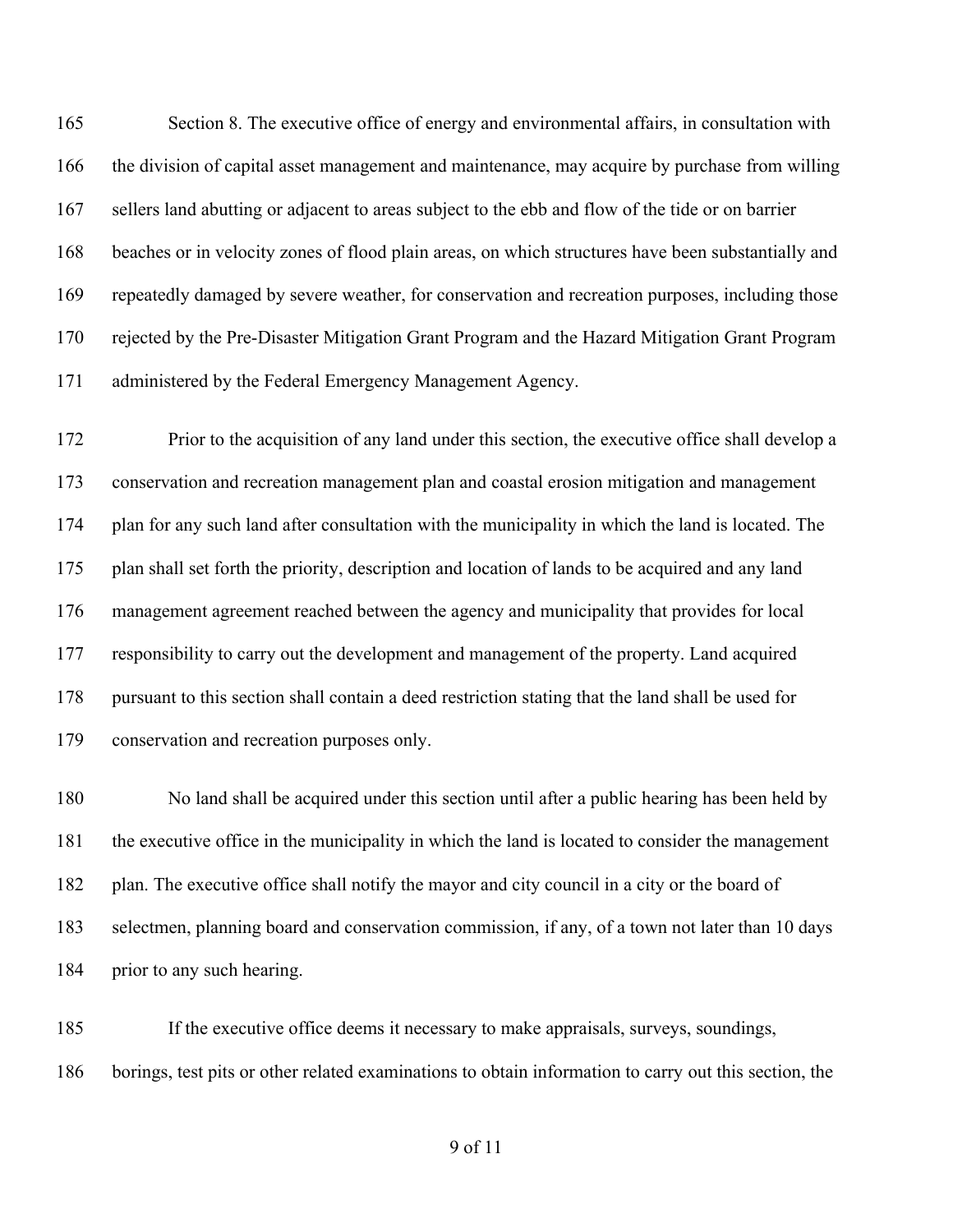Section 8. The executive office of energy and environmental affairs, in consultation with the division of capital asset management and maintenance, may acquire by purchase from willing sellers land abutting or adjacent to areas subject to the ebb and flow of the tide or on barrier beaches or in velocity zones of flood plain areas, on which structures have been substantially and repeatedly damaged by severe weather, for conservation and recreation purposes, including those rejected by the Pre-Disaster Mitigation Grant Program and the Hazard Mitigation Grant Program administered by the Federal Emergency Management Agency.

Prior to the acquisition of any land under this section, the executive office shall develop a conservation and recreation management plan and coastal erosion mitigation and management plan for any such land after consultation with the municipality in which the land is located. The plan shall set forth the priority, description and location of lands to be acquired and any land management agreement reached between the agency and municipality that provides for local responsibility to carry out the development and management of the property. Land acquired pursuant to this section shall contain a deed restriction stating that the land shall be used for conservation and recreation purposes only.

No land shall be acquired under this section until after a public hearing has been held by the executive office in the municipality in which the land is located to consider the management plan. The executive office shall notify the mayor and city council in a city or the board of selectmen, planning board and conservation commission, if any, of a town not later than 10 days prior to any such hearing.

If the executive office deems it necessary to make appraisals, surveys, soundings, borings, test pits or other related examinations to obtain information to carry out this section, the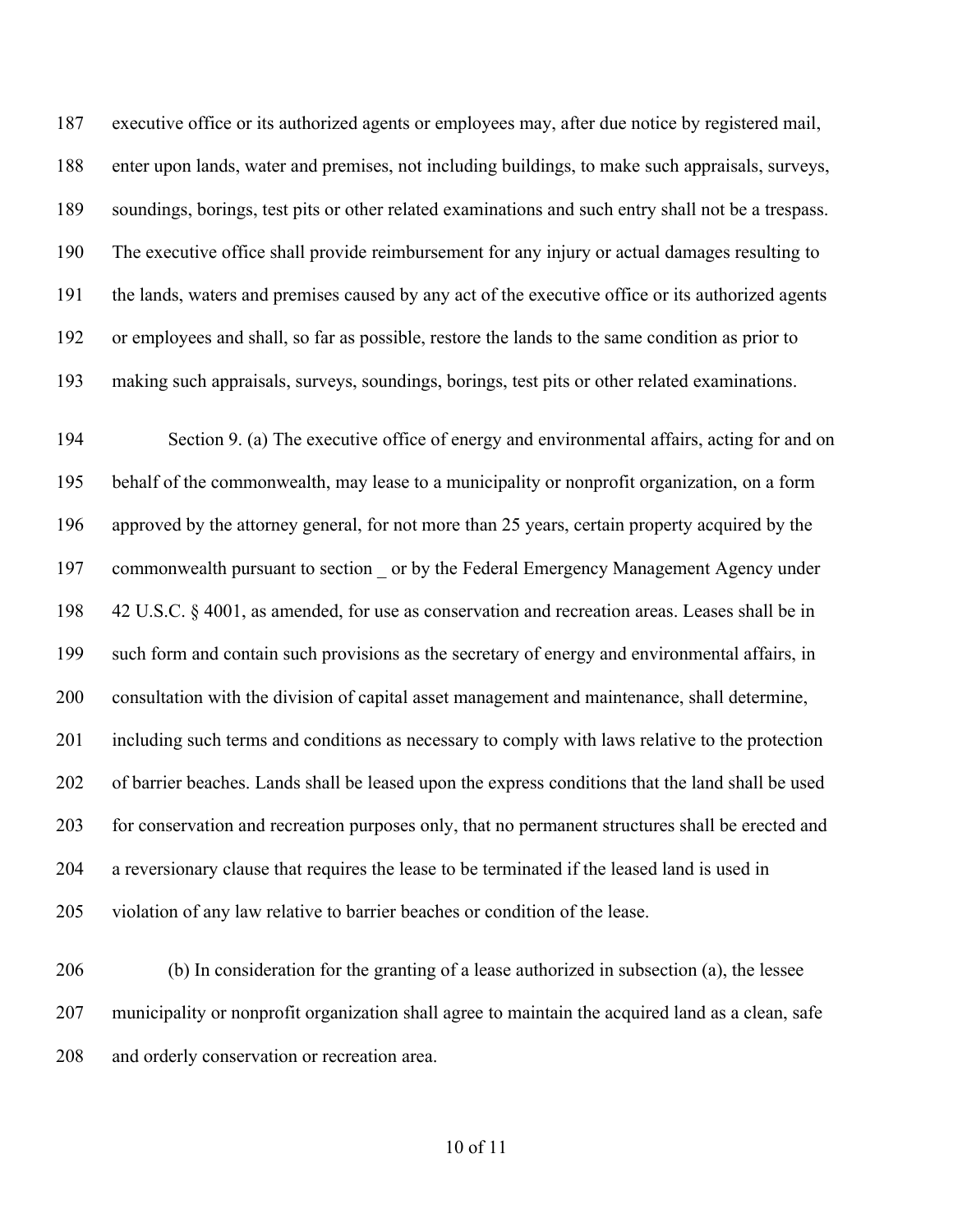executive office or its authorized agents or employees may, after due notice by registered mail, enter upon lands, water and premises, not including buildings, to make such appraisals, surveys, soundings, borings, test pits or other related examinations and such entry shall not be a trespass. The executive office shall provide reimbursement for any injury or actual damages resulting to the lands, waters and premises caused by any act of the executive office or its authorized agents or employees and shall, so far as possible, restore the lands to the same condition as prior to making such appraisals, surveys, soundings, borings, test pits or other related examinations.

Section 9. (a) The executive office of energy and environmental affairs, acting for and on behalf of the commonwealth, may lease to a municipality or nonprofit organization, on a form approved by the attorney general, for not more than 25 years, certain property acquired by the commonwealth pursuant to section _ or by the Federal Emergency Management Agency under 42 U.S.C. § 4001, as amended, for use as conservation and recreation areas. Leases shall be in such form and contain such provisions as the secretary of energy and environmental affairs, in consultation with the division of capital asset management and maintenance, shall determine, including such terms and conditions as necessary to comply with laws relative to the protection of barrier beaches. Lands shall be leased upon the express conditions that the land shall be used for conservation and recreation purposes only, that no permanent structures shall be erected and a reversionary clause that requires the lease to be terminated if the leased land is used in violation of any law relative to barrier beaches or condition of the lease.

(b) In consideration for the granting of a lease authorized in subsection (a), the lessee municipality or nonprofit organization shall agree to maintain the acquired land as a clean, safe and orderly conservation or recreation area.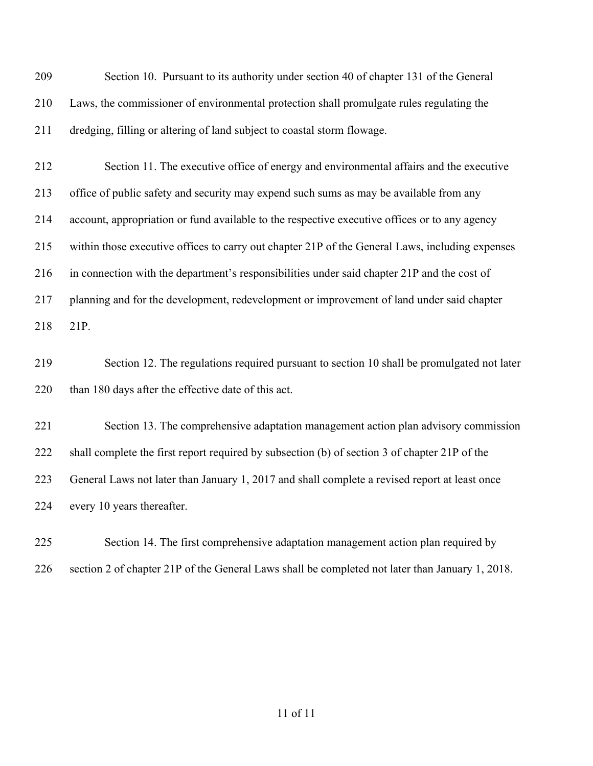Section 10. Pursuant to its authority under section 40 of chapter 131 of the General Laws, the commissioner of environmental protection shall promulgate rules regulating the dredging, filling or altering of land subject to coastal storm flowage.

Section 11. The executive office of energy and environmental affairs and the executive office of public safety and security may expend such sums as may be available from any account, appropriation or fund available to the respective executive offices or to any agency within those executive offices to carry out chapter 21P of the General Laws, including expenses in connection with the department's responsibilities under said chapter 21P and the cost of planning and for the development, redevelopment or improvement of land under said chapter 21P.

Section 12. The regulations required pursuant to section 10 shall be promulgated not later than 180 days after the effective date of this act.

Section 13. The comprehensive adaptation management action plan advisory commission shall complete the first report required by subsection (b) of section 3 of chapter 21P of the General Laws not later than January 1, 2017 and shall complete a revised report at least once every 10 years thereafter.

Section 14. The first comprehensive adaptation management action plan required by section 2 of chapter 21P of the General Laws shall be completed not later than January 1, 2018.